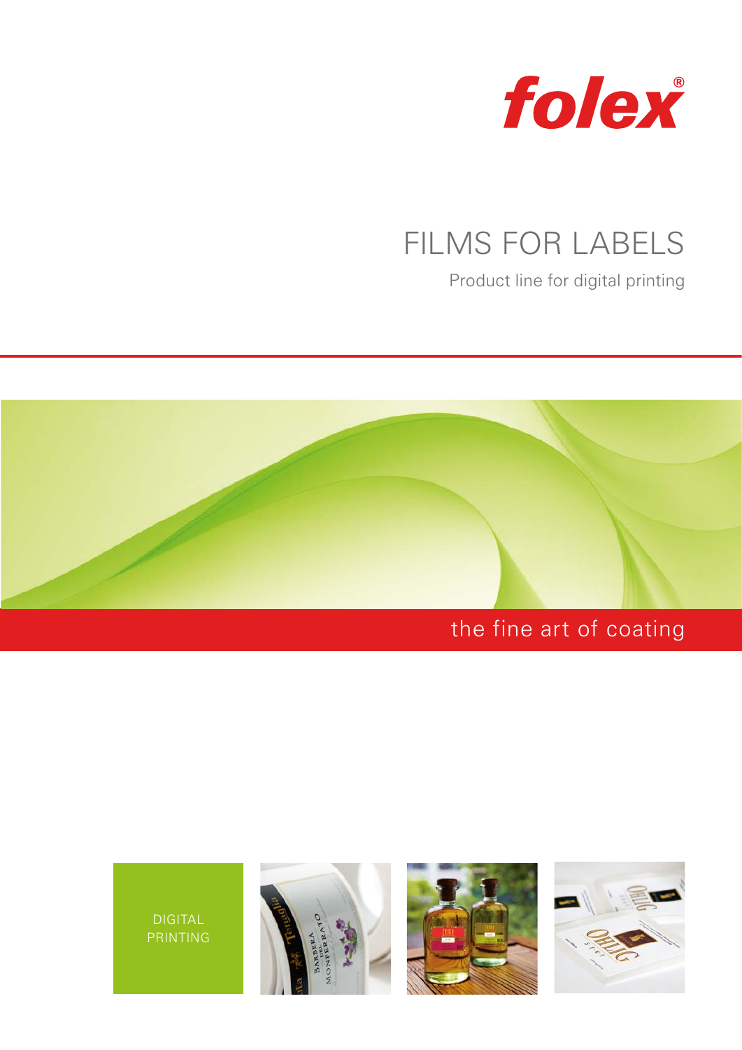folex®

# FILMS FOR LABELS

Product line for digital printing

the fine art of coating

DIGITAL PRINTING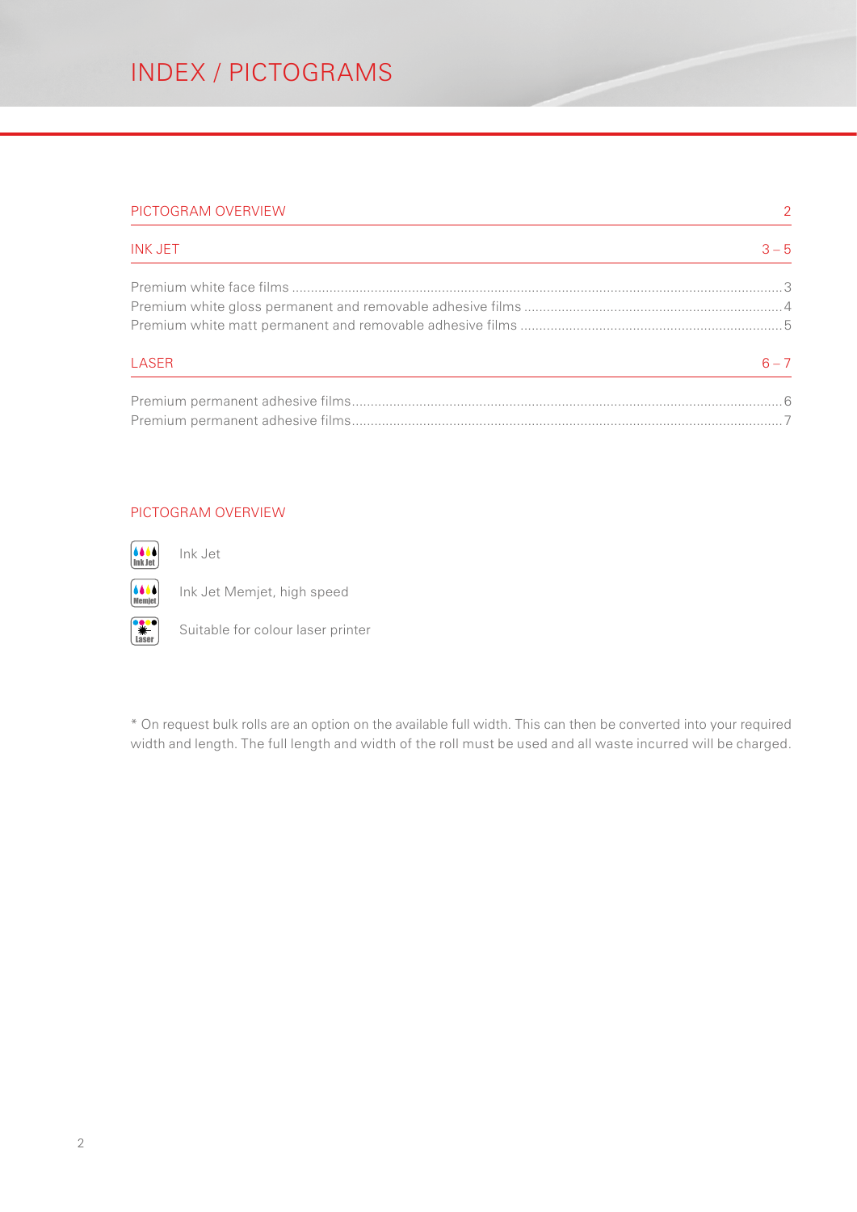# INDEX / PICTOGRAMS

| PICTOGRAM OVERVIEW | 2 |
|---|---|
| **INK JET** | **3 – 5** |
| Premium white face films | 3 |
| Premium white gloss permanent and removable adhesive films | 4 |
| Premium white matt permanent and removable adhesive films | 5 |
| **LASER** | **6 – 7** |
| Premium permanent adhesive films | 6 |
| Premium permanent adhesive films | 7 |

## PICTOGRAM OVERVIEW

- Ink Jet — Ink Jet
- Memjet — Ink Jet Memjet, high speed
- Laser — Suitable for colour laser printer

* On request bulk rolls are an option on the available full width. This can then be converted into your required width and length. The full length and width of the roll must be used and all waste incurred will be charged.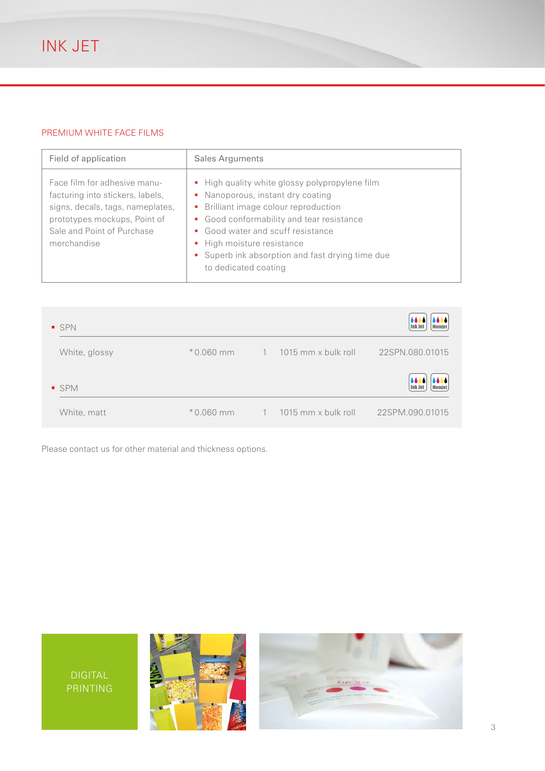# INK JET

## PREMIUM WHITE FACE FILMS

| Field of application | Sales Arguments |
| --- | --- |
| Face film for adhesive manufacturing into stickers, labels, signs, decals, tags, nameplates, prototypes mockups, Point of Sale and Point of Purchase merchandise | ▪ High quality white glossy polypropylene film<br>▪ Nanoporous, instant dry coating<br>▪ Brilliant image colour reproduction<br>▪ Good conformability and tear resistance<br>▪ Good water and scuff resistance<br>▪ High moisture resistance<br>▪ Superb ink absorption and fast drying time due to dedicated coating |

| | | | | |
| --- | --- | --- | --- | --- |
| ▪ **SPN** | | | | Ink Jet, Memjet |
| White, glossy | *0.060 mm | 1 | 1015 mm x bulk roll | 22SPN.080.01015 |
| ▪ **SPM** | | | | Ink Jet, Memjet |
| White, matt | *0.060 mm | 1 | 1015 mm x bulk roll | 22SPM.090.01015 |

Please contact us for other material and thickness options.

DIGITAL PRINTING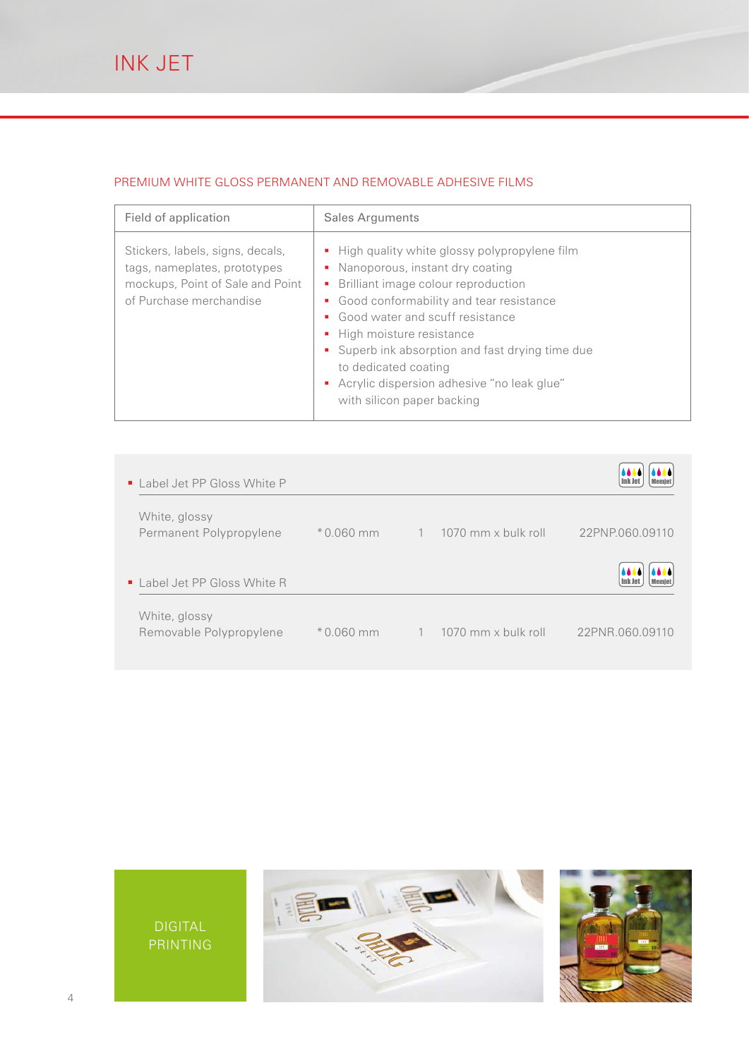# INK JET

## PREMIUM WHITE GLOSS PERMANENT AND REMOVABLE ADHESIVE FILMS

| Field of application | Sales Arguments |
|---|---|
| Stickers, labels, signs, decals, tags, nameplates, prototypes mockups, Point of Sale and Point of Purchase merchandise | ▪ High quality white glossy polypropylene film<br>▪ Nanoporous, instant dry coating<br>▪ Brilliant image colour reproduction<br>▪ Good conformability and tear resistance<br>▪ Good water and scuff resistance<br>▪ High moisture resistance<br>▪ Superb ink absorption and fast drying time due to dedicated coating<br>▪ Acrylic dispersion adhesive "no leak glue" with silicon paper backing |

- Label Jet PP Gloss White P (Ink Jet, Memjet)

| | | | | |
|---|---|---|---|---|
| White, glossy Permanent Polypropylene | * 0.060 mm | 1 | 1070 mm x bulk roll | 22PNP.060.09110 |

- Label Jet PP Gloss White R (Ink Jet, Memjet)

| | | | | |
|---|---|---|---|---|
| White, glossy Removable Polypropylene | * 0.060 mm | 1 | 1070 mm x bulk roll | 22PNR.060.09110 |

DIGITAL PRINTING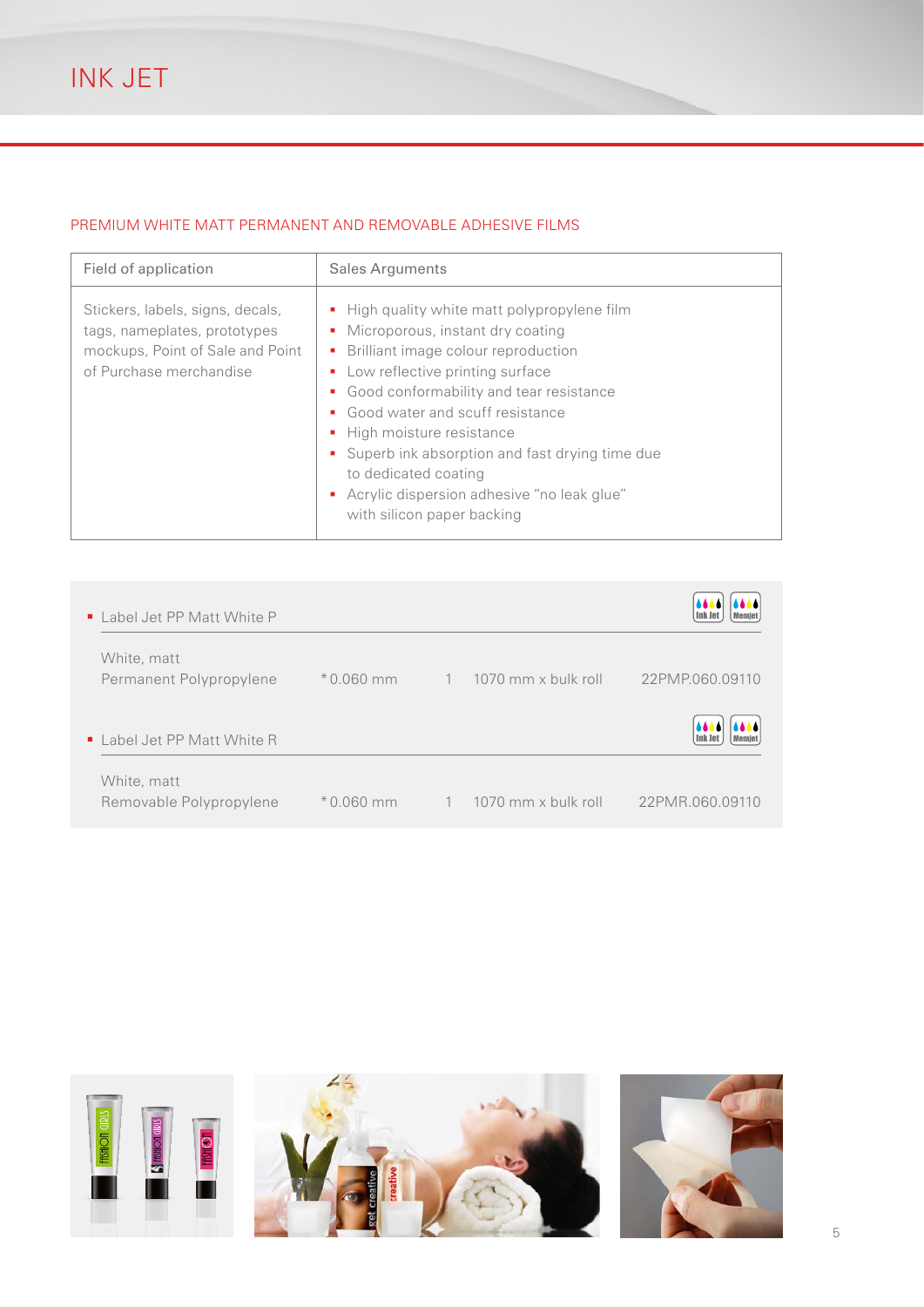# INK JET

## PREMIUM WHITE MATT PERMANENT AND REMOVABLE ADHESIVE FILMS

| Field of application | Sales Arguments |
| --- | --- |
| Stickers, labels, signs, decals, tags, nameplates, prototypes mockups, Point of Sale and Point of Purchase merchandise | ▪ High quality white matt polypropylene film<br>▪ Microporous, instant dry coating<br>▪ Brilliant image colour reproduction<br>▪ Low reflective printing surface<br>▪ Good conformability and tear resistance<br>▪ Good water and scuff resistance<br>▪ High moisture resistance<br>▪ Superb ink absorption and fast drying time due to dedicated coating<br>▪ Acrylic dispersion adhesive "no leak glue" with silicon paper backing |

- Label Jet PP Matt White P (Ink Jet, Memjet)

| | | | | |
| --- | --- | --- | --- | --- |
| White, matt Permanent Polypropylene | *0.060 mm | 1 | 1070 mm x bulk roll | 22PMP.060.09110 |

- Label Jet PP Matt White R (Ink Jet, Memjet)

| | | | | |
| --- | --- | --- | --- | --- |
| White, matt Removable Polypropylene | *0.060 mm | 1 | 1070 mm x bulk roll | 22PMR.060.09110 |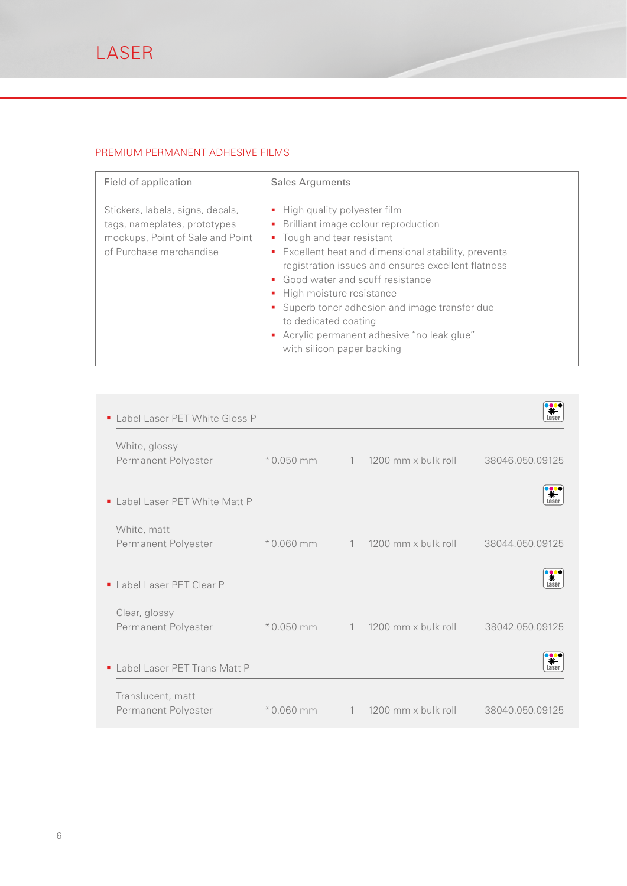# LASER

## PREMIUM PERMANENT ADHESIVE FILMS

| Field of application | Sales Arguments |
|---|---|
| Stickers, labels, signs, decals, tags, nameplates, prototypes mockups, Point of Sale and Point of Purchase merchandise | - High quality polyester film<br>- Brilliant image colour reproduction<br>- Tough and tear resistant<br>- Excellent heat and dimensional stability, prevents registration issues and ensures excellent flatness<br>- Good water and scuff resistance<br>- High moisture resistance<br>- Superb toner adhesion and image transfer due to dedicated coating<br>- Acrylic permanent adhesive "no leak glue" with silicon paper backing |

- **Label Laser PET White Gloss P**

| White, glossy Permanent Polyester | *0.050 mm | 1 | 1200 mm x bulk roll | 38046.050.09125 |
|---|---|---|---|---|

- **Label Laser PET White Matt P**

| White, matt Permanent Polyester | *0.060 mm | 1 | 1200 mm x bulk roll | 38044.050.09125 |
|---|---|---|---|---|

- **Label Laser PET Clear P**

| Clear, glossy Permanent Polyester | *0.050 mm | 1 | 1200 mm x bulk roll | 38042.050.09125 |
|---|---|---|---|---|

- **Label Laser PET Trans Matt P**

| Translucent, matt Permanent Polyester | *0.060 mm | 1 | 1200 mm x bulk roll | 38040.050.09125 |
|---|---|---|---|---|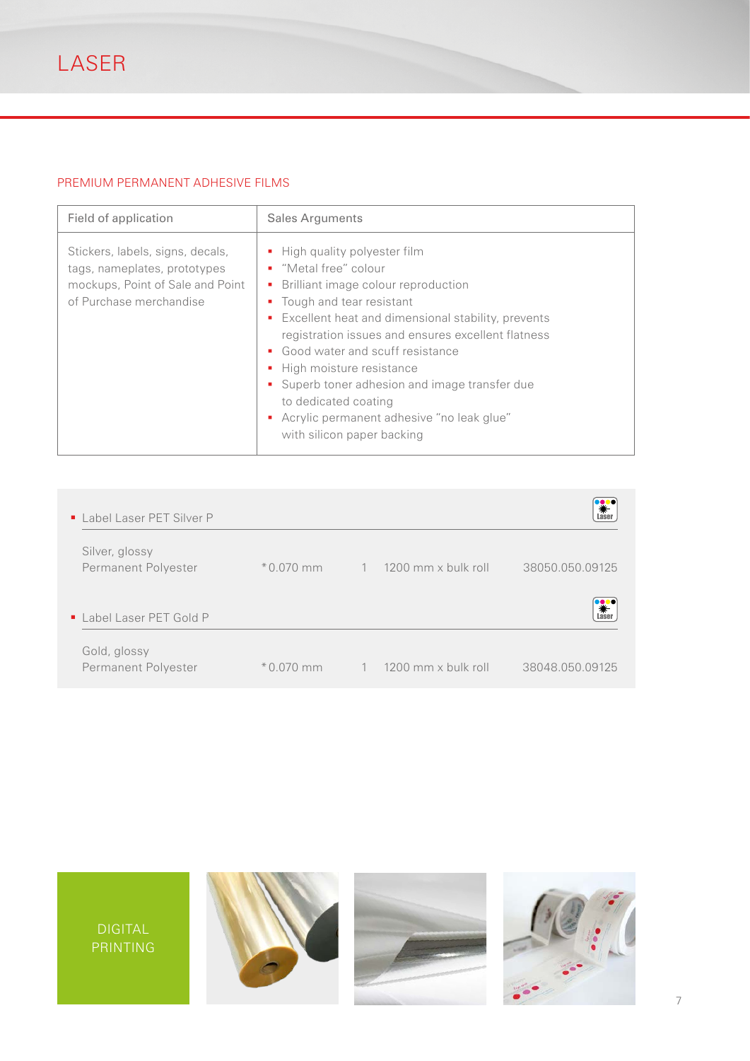# LASER

## PREMIUM PERMANENT ADHESIVE FILMS

| Field of application | Sales Arguments |
|---|---|
| Stickers, labels, signs, decals, tags, nameplates, prototypes mockups, Point of Sale and Point of Purchase merchandise | ▪ High quality polyester film<br>▪ "Metal free" colour<br>▪ Brilliant image colour reproduction<br>▪ Tough and tear resistant<br>▪ Excellent heat and dimensional stability, prevents registration issues and ensures excellent flatness<br>▪ Good water and scuff resistance<br>▪ High moisture resistance<br>▪ Superb toner adhesion and image transfer due to dedicated coating<br>▪ Acrylic permanent adhesive "no leak glue" with silicon paper backing |

- Label Laser PET Silver P

| | | | | |
|---|---|---|---|---|
| Silver, glossy<br>Permanent Polyester | *0.070 mm | 1 | 1200 mm x bulk roll | 38050.050.09125 |

- Label Laser PET Gold P

| | | | | |
|---|---|---|---|---|
| Gold, glossy<br>Permanent Polyester | *0.070 mm | 1 | 1200 mm x bulk roll | 38048.050.09125 |

DIGITAL PRINTING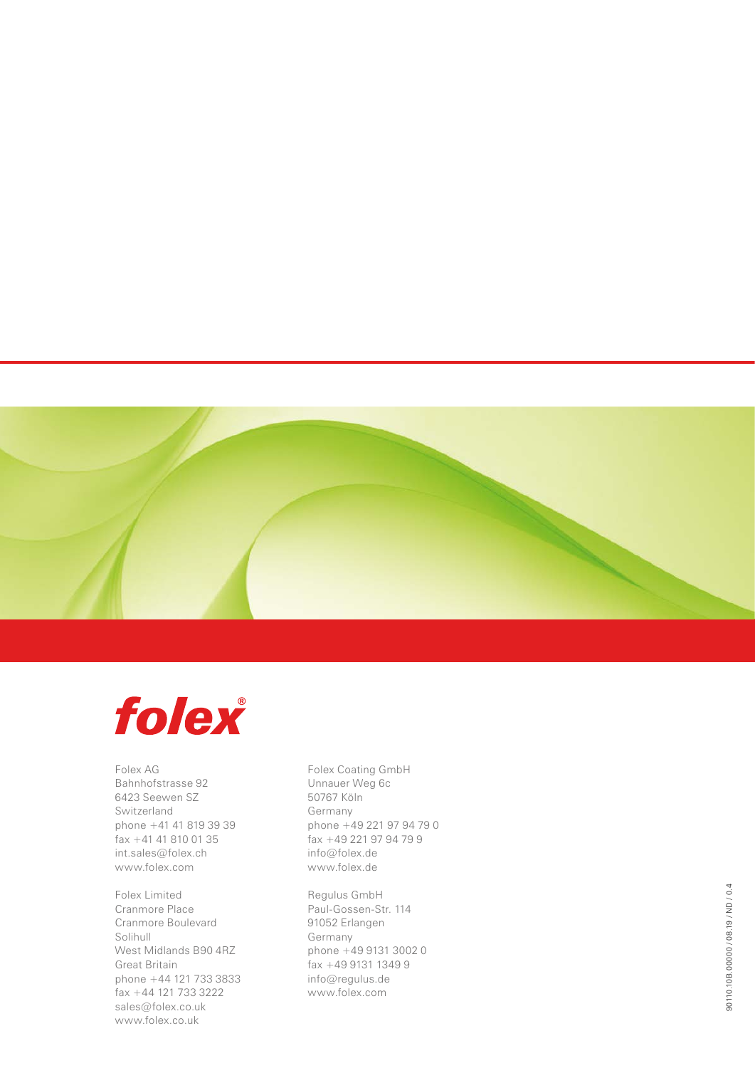folex®

Folex AG
Bahnhofstrasse 92
6423 Seewen SZ
Switzerland
phone +41 41 819 39 39
fax +41 41 810 01 35
int.sales@folex.ch
www.folex.com

Folex Limited
Cranmore Place
Cranmore Boulevard
Solihull
West Midlands B90 4RZ
Great Britain
phone +44 121 733 3833
fax +44 121 733 3222
sales@folex.co.uk
www.folex.co.uk

Folex Coating GmbH
Unnauer Weg 6c
50767 Köln
Germany
phone +49 221 97 94 79 0
fax +49 221 97 94 79 9
info@folex.de
www.folex.de

Regulus GmbH
Paul-Gossen-Str. 114
91052 Erlangen
Germany
phone +49 9131 3002 0
fax +49 9131 1349 9
info@regulus.de
www.folex.com

90110.10B.00000 / 08.19 / ND / 0.4